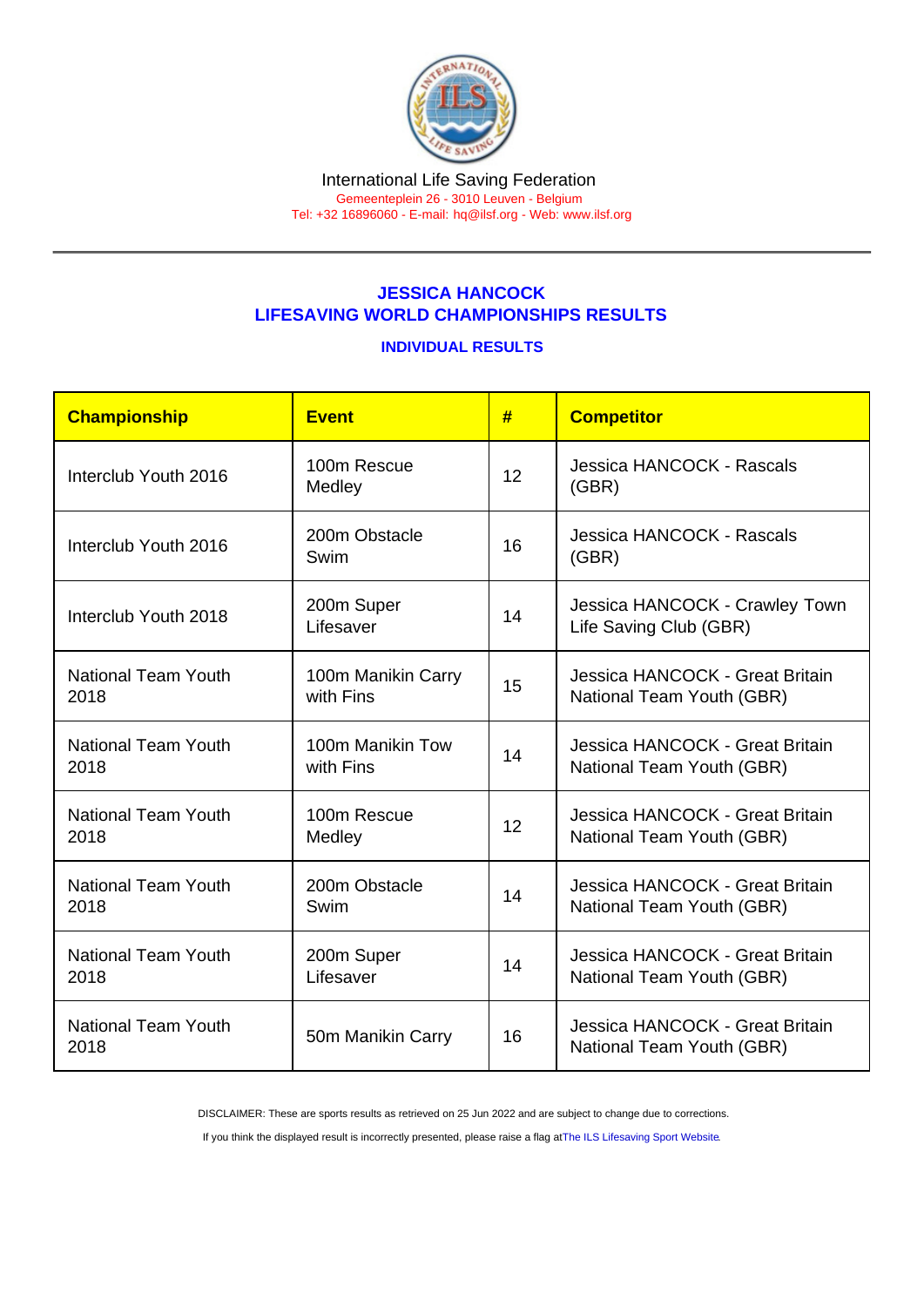International Life Saving Federation

Gemeenteplein 26 - 3010 Leuven - Belgium

Tel: +32 16896060 - E-mail: hq@ilsf.org - Web: www.ilsf.org

## JESSICA HANCOCK
## LIFESAVING WORLD CHAMPIONSHIPS RESULTS

### INDIVIDUAL RESULTS

| Championship | Event | # | Competitor |
|---|---|---|---|
| Interclub Youth 2016 | 100m Rescue Medley | 12 | Jessica HANCOCK - Rascals (GBR) |
| Interclub Youth 2016 | 200m Obstacle Swim | 16 | Jessica HANCOCK - Rascals (GBR) |
| Interclub Youth 2018 | 200m Super Lifesaver | 14 | Jessica HANCOCK - Crawley Town Life Saving Club (GBR) |
| National Team Youth 2018 | 100m Manikin Carry with Fins | 15 | Jessica HANCOCK - Great Britain National Team Youth (GBR) |
| National Team Youth 2018 | 100m Manikin Tow with Fins | 14 | Jessica HANCOCK - Great Britain National Team Youth (GBR) |
| National Team Youth 2018 | 100m Rescue Medley | 12 | Jessica HANCOCK - Great Britain National Team Youth (GBR) |
| National Team Youth 2018 | 200m Obstacle Swim | 14 | Jessica HANCOCK - Great Britain National Team Youth (GBR) |
| National Team Youth 2018 | 200m Super Lifesaver | 14 | Jessica HANCOCK - Great Britain National Team Youth (GBR) |
| National Team Youth 2018 | 50m Manikin Carry | 16 | Jessica HANCOCK - Great Britain National Team Youth (GBR) |

DISCLAIMER: These are sports results as retrieved on 25 Jun 2022 and are subject to change due to corrections.

If you think the displayed result is incorrectly presented, please raise a flag at The ILS Lifesaving Sport Website.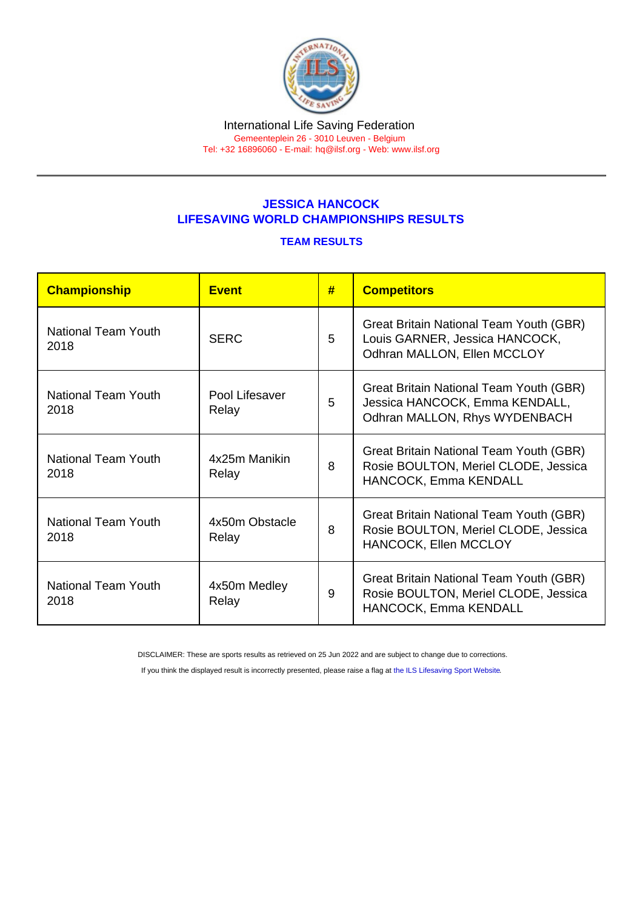International Life Saving Federation
Gemeenteplein 26 - 3010 Leuven - Belgium
Tel: +32 16896060 - E-mail: hq@ilsf.org - Web: www.ilsf.org

## JESSICA HANCOCK
## LIFESAVING WORLD CHAMPIONSHIPS RESULTS

### TEAM RESULTS

| Championship | Event | # | Competitors |
|---|---|---|---|
| National Team Youth 2018 | SERC | 5 | Great Britain National Team Youth (GBR) Louis GARNER, Jessica HANCOCK, Odhran MALLON, Ellen MCCLOY |
| National Team Youth 2018 | Pool Lifesaver Relay | 5 | Great Britain National Team Youth (GBR) Jessica HANCOCK, Emma KENDALL, Odhran MALLON, Rhys WYDENBACH |
| National Team Youth 2018 | 4x25m Manikin Relay | 8 | Great Britain National Team Youth (GBR) Rosie BOULTON, Meriel CLODE, Jessica HANCOCK, Emma KENDALL |
| National Team Youth 2018 | 4x50m Obstacle Relay | 8 | Great Britain National Team Youth (GBR) Rosie BOULTON, Meriel CLODE, Jessica HANCOCK, Ellen MCCLOY |
| National Team Youth 2018 | 4x50m Medley Relay | 9 | Great Britain National Team Youth (GBR) Rosie BOULTON, Meriel CLODE, Jessica HANCOCK, Emma KENDALL |

DISCLAIMER: These are sports results as retrieved on 25 Jun 2022 and are subject to change due to corrections.

If you think the displayed result is incorrectly presented, please raise a flag at the ILS Lifesaving Sport Website.